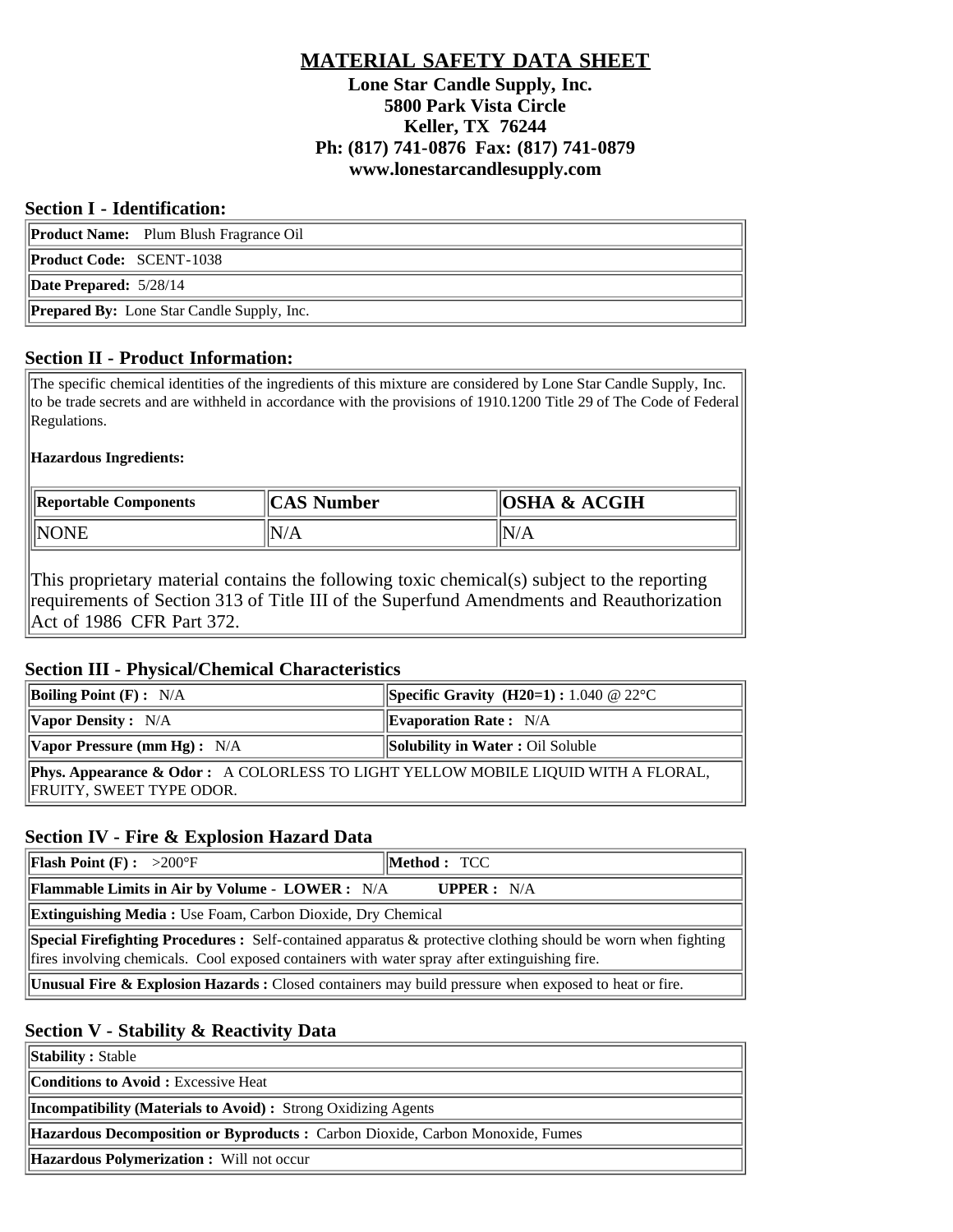# MATERIAL SAFETY DATA SHEET

**Lone Star Candle Supply, Inc.**
**5800 Park Vista Circle**
**Keller, TX 76244**
**Ph: (817) 741-0876 Fax: (817) 741-0879**
**www.lonestarcandlesupply.com**

## Section I - Identification:

| |
|---|
| **Product Name:** Plum Blush Fragrance Oil |
| **Product Code:** SCENT-1038 |
| **Date Prepared:** 5/28/14 |
| **Prepared By:** Lone Star Candle Supply, Inc. |

## Section II - Product Information:

The specific chemical identities of the ingredients of this mixture are considered by Lone Star Candle Supply, Inc. to be trade secrets and are withheld in accordance with the provisions of 1910.1200 Title 29 of The Code of Federal Regulations.

**Hazardous Ingredients:**

| Reportable Components | CAS Number | OSHA & ACGIH |
|---|---|---|
| NONE | N/A | N/A |

This proprietary material contains the following toxic chemical(s) subject to the reporting requirements of Section 313 of Title III of the Superfund Amendments and Reauthorization Act of 1986 CFR Part 372.

## Section III - Physical/Chemical Characteristics

| | |
|---|---|
| **Boiling Point (F) :** N/A | **Specific Gravity (H20=1) :** 1.040 @ 22°C |
| **Vapor Density :** N/A | **Evaporation Rate :** N/A |
| **Vapor Pressure (mm Hg) :** N/A | **Solubility in Water :** Oil Soluble |
| **Phys. Appearance & Odor :** A COLORLESS TO LIGHT YELLOW MOBILE LIQUID WITH A FLORAL, FRUITY, SWEET TYPE ODOR. | |

## Section IV - Fire & Explosion Hazard Data

| | |
|---|---|
| **Flash Point (F) :** >200°F | **Method :** TCC |
| **Flammable Limits in Air by Volume - LOWER :** N/A **UPPER :** N/A | |
| **Extinguishing Media :** Use Foam, Carbon Dioxide, Dry Chemical | |
| **Special Firefighting Procedures :** Self-contained apparatus & protective clothing should be worn when fighting fires involving chemicals. Cool exposed containers with water spray after extinguishing fire. | |
| **Unusual Fire & Explosion Hazards :** Closed containers may build pressure when exposed to heat or fire. | |

## Section V - Stability & Reactivity Data

| |
|---|
| **Stability :** Stable |
| **Conditions to Avoid :** Excessive Heat |
| **Incompatibility (Materials to Avoid) :** Strong Oxidizing Agents |
| **Hazardous Decomposition or Byproducts :** Carbon Dioxide, Carbon Monoxide, Fumes |
| **Hazardous Polymerization :** Will not occur |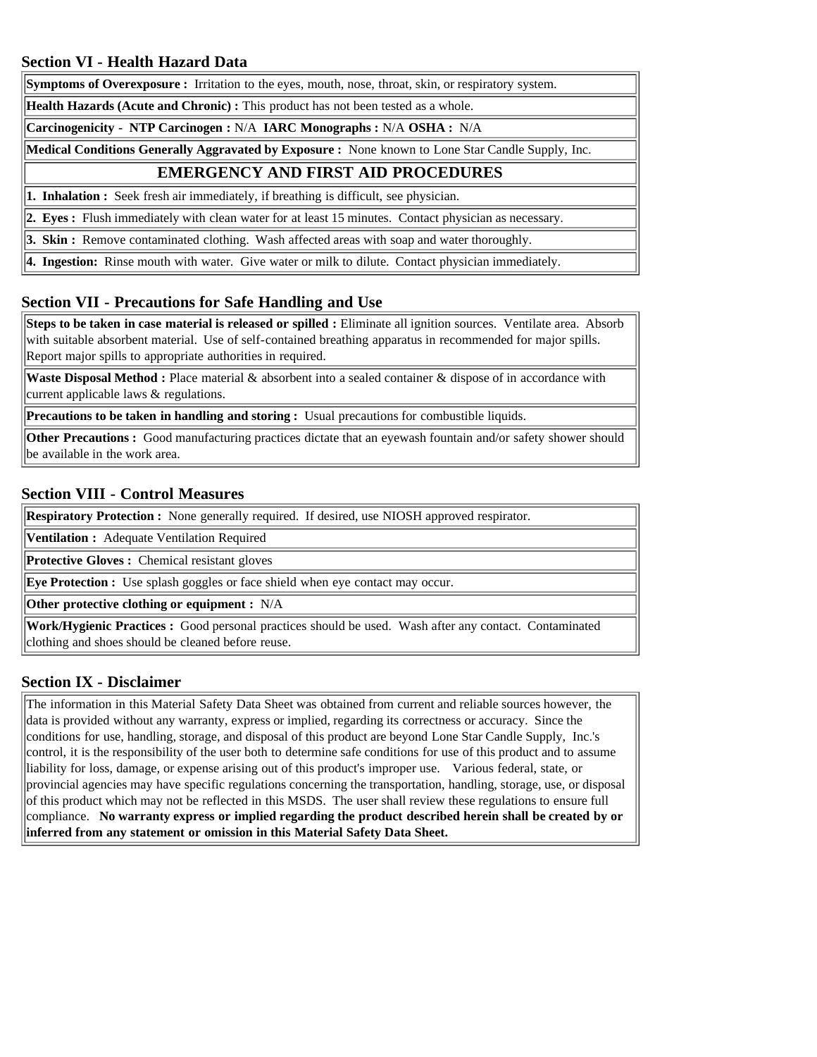## Section VI - Health Hazard Data

**Symptoms of Overexposure :** Irritation to the eyes, mouth, nose, throat, skin, or respiratory system.

**Health Hazards (Acute and Chronic) :** This product has not been tested as a whole.

**Carcinogenicity - NTP Carcinogen :** N/A **IARC Monographs :** N/A **OSHA :** N/A

**Medical Conditions Generally Aggravated by Exposure :** None known to Lone Star Candle Supply, Inc.

### EMERGENCY AND FIRST AID PROCEDURES

**1. Inhalation :** Seek fresh air immediately, if breathing is difficult, see physician.

**2. Eyes :** Flush immediately with clean water for at least 15 minutes. Contact physician as necessary.

**3. Skin :** Remove contaminated clothing. Wash affected areas with soap and water thoroughly.

**4. Ingestion:** Rinse mouth with water. Give water or milk to dilute. Contact physician immediately.

## Section VII - Precautions for Safe Handling and Use

**Steps to be taken in case material is released or spilled :** Eliminate all ignition sources. Ventilate area. Absorb with suitable absorbent material. Use of self-contained breathing apparatus in recommended for major spills. Report major spills to appropriate authorities in required.

**Waste Disposal Method :** Place material & absorbent into a sealed container & dispose of in accordance with current applicable laws & regulations.

**Precautions to be taken in handling and storing :** Usual precautions for combustible liquids.

**Other Precautions :** Good manufacturing practices dictate that an eyewash fountain and/or safety shower should be available in the work area.

## Section VIII - Control Measures

**Respiratory Protection :** None generally required. If desired, use NIOSH approved respirator.

**Ventilation :** Adequate Ventilation Required

**Protective Gloves :** Chemical resistant gloves

**Eye Protection :** Use splash goggles or face shield when eye contact may occur.

**Other protective clothing or equipment :** N/A

**Work/Hygienic Practices :** Good personal practices should be used. Wash after any contact. Contaminated clothing and shoes should be cleaned before reuse.

## Section IX - Disclaimer

The information in this Material Safety Data Sheet was obtained from current and reliable sources however, the data is provided without any warranty, express or implied, regarding its correctness or accuracy. Since the conditions for use, handling, storage, and disposal of this product are beyond Lone Star Candle Supply, Inc.'s control, it is the responsibility of the user both to determine safe conditions for use of this product and to assume liability for loss, damage, or expense arising out of this product's improper use. Various federal, state, or provincial agencies may have specific regulations concerning the transportation, handling, storage, use, or disposal of this product which may not be reflected in this MSDS. The user shall review these regulations to ensure full compliance. **No warranty express or implied regarding the product described herein shall be created by or inferred from any statement or omission in this Material Safety Data Sheet.**